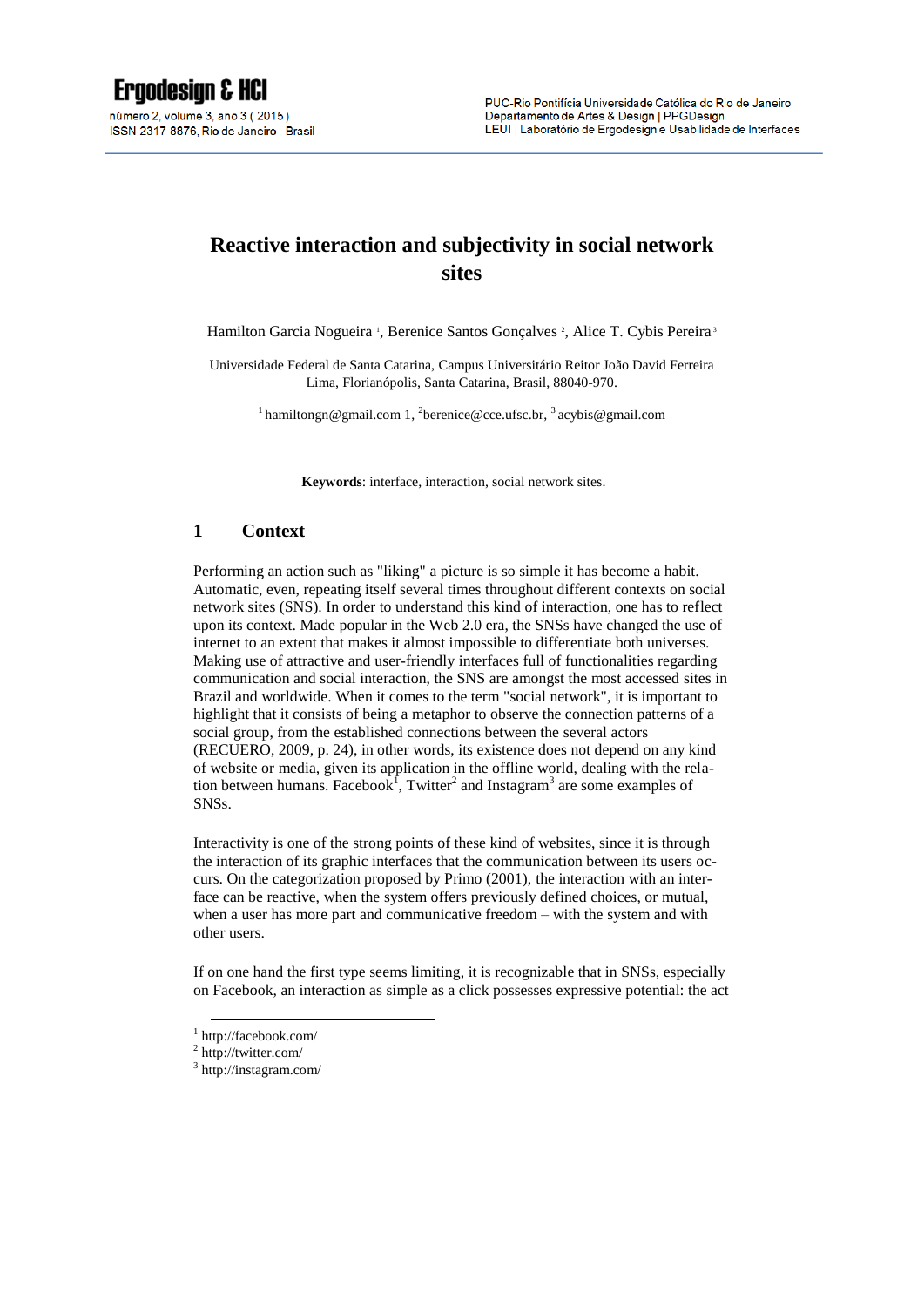# Reactive interaction and subjectivity in social network sites

Hamilton Garcia Nogueira [1], Berenice Santos Gonçalves [2], Alice T. Cybis Pereira [3]

Universidade Federal de Santa Catarina, Campus Universitário Reitor João David Ferreira Lima, Florianópolis, Santa Catarina, Brasil, 88040-970.

[1] hamiltongn@gmail.com 1, [2]berenice@cce.ufsc.br, [3] acybis@gmail.com

**Keywords**: interface, interaction, social network sites.

## 1 Context

Performing an action such as "liking" a picture is so simple it has become a habit. Automatic, even, repeating itself several times throughout different contexts on social network sites (SNS). In order to understand this kind of interaction, one has to reflect upon its context. Made popular in the Web 2.0 era, the SNSs have changed the use of internet to an extent that makes it almost impossible to differentiate both universes. Making use of attractive and user-friendly interfaces full of functionalities regarding communication and social interaction, the SNS are amongst the most accessed sites in Brazil and worldwide. When it comes to the term "social network", it is important to highlight that it consists of being a metaphor to observe the connection patterns of a social group, from the established connections between the several actors (RECUERO, 2009, p. 24), in other words, its existence does not depend on any kind of website or media, given its application in the offline world, dealing with the relation between humans. Facebook[1], Twitter[2] and Instagram[3] are some examples of SNSs.

Interactivity is one of the strong points of these kind of websites, since it is through the interaction of its graphic interfaces that the communication between its users occurs. On the categorization proposed by Primo (2001), the interaction with an interface can be reactive, when the system offers previously defined choices, or mutual, when a user has more part and communicative freedom – with the system and with other users.

If on one hand the first type seems limiting, it is recognizable that in SNSs, especially on Facebook, an interaction as simple as a click possesses expressive potential: the act

[1] http://facebook.com/
[2] http://twitter.com/
[3] http://instagram.com/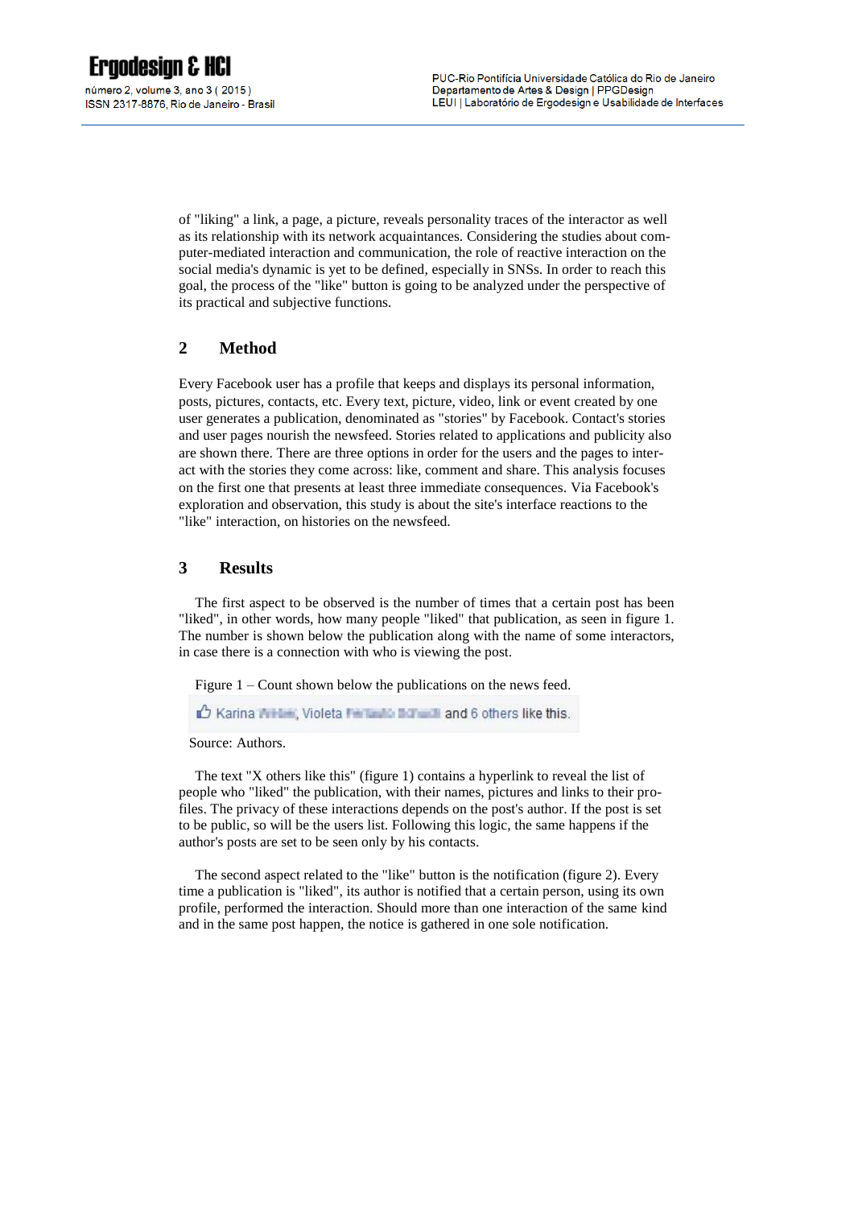of "liking" a link, a page, a picture, reveals personality traces of the interactor as well as its relationship with its network acquaintances. Considering the studies about computer-mediated interaction and communication, the role of reactive interaction on the social media's dynamic is yet to be defined, especially in SNSs. In order to reach this goal, the process of the "like" button is going to be analyzed under the perspective of its practical and subjective functions.

## 2 Method

Every Facebook user has a profile that keeps and displays its personal information, posts, pictures, contacts, etc. Every text, picture, video, link or event created by one user generates a publication, denominated as "stories" by Facebook. Contact's stories and user pages nourish the newsfeed. Stories related to applications and publicity also are shown there. There are three options in order for the users and the pages to interact with the stories they come across: like, comment and share. This analysis focuses on the first one that presents at least three immediate consequences. Via Facebook's exploration and observation, this study is about the site's interface reactions to the "like" interaction, on histories on the newsfeed.

## 3 Results

The first aspect to be observed is the number of times that a certain post has been "liked", in other words, how many people "liked" that publication, as seen in figure 1. The number is shown below the publication along with the name of some interactors, in case there is a connection with who is viewing the post.

Figure 1 – Count shown below the publications on the news feed.

Source: Authors.

The text "X others like this" (figure 1) contains a hyperlink to reveal the list of people who "liked" the publication, with their names, pictures and links to their profiles. The privacy of these interactions depends on the post's author. If the post is set to be public, so will be the users list. Following this logic, the same happens if the author's posts are set to be seen only by his contacts.

The second aspect related to the "like" button is the notification (figure 2). Every time a publication is "liked", its author is notified that a certain person, using its own profile, performed the interaction. Should more than one interaction of the same kind and in the same post happen, the notice is gathered in one sole notification.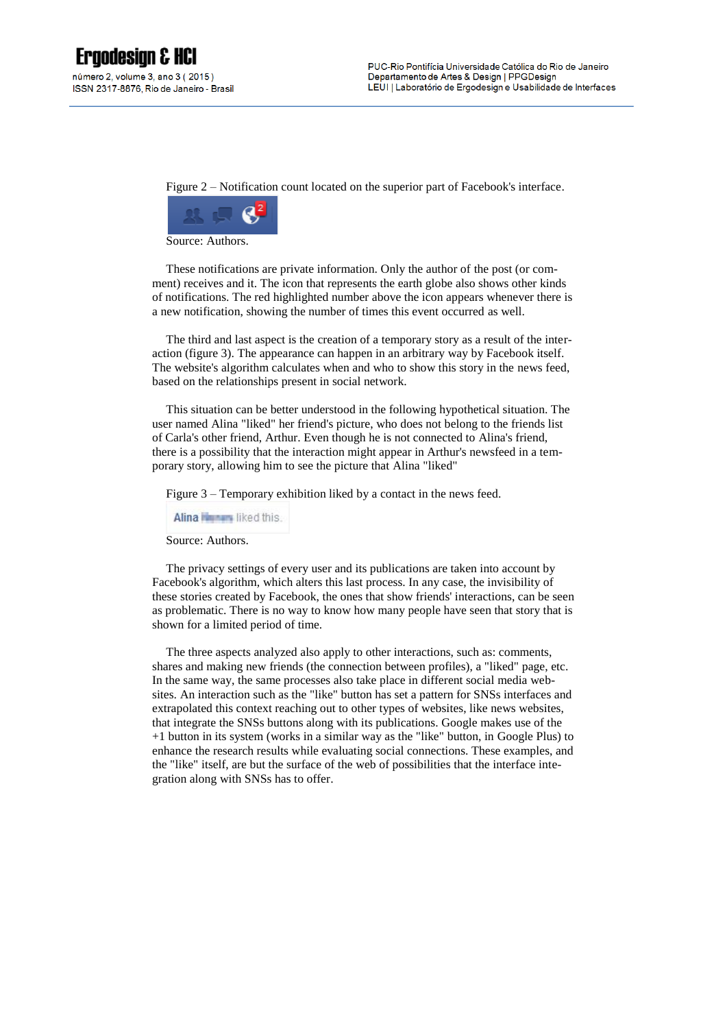Figure 2 – Notification count located on the superior part of Facebook's interface.

Source: Authors.

These notifications are private information. Only the author of the post (or comment) receives and it. The icon that represents the earth globe also shows other kinds of notifications. The red highlighted number above the icon appears whenever there is a new notification, showing the number of times this event occurred as well.

The third and last aspect is the creation of a temporary story as a result of the interaction (figure 3). The appearance can happen in an arbitrary way by Facebook itself. The website's algorithm calculates when and who to show this story in the news feed, based on the relationships present in social network.

This situation can be better understood in the following hypothetical situation. The user named Alina "liked" her friend's picture, who does not belong to the friends list of Carla's other friend, Arthur. Even though he is not connected to Alina's friend, there is a possibility that the interaction might appear in Arthur's newsfeed in a temporary story, allowing him to see the picture that Alina "liked"

Figure 3 – Temporary exhibition liked by a contact in the news feed.

Source: Authors.

The privacy settings of every user and its publications are taken into account by Facebook's algorithm, which alters this last process. In any case, the invisibility of these stories created by Facebook, the ones that show friends' interactions, can be seen as problematic. There is no way to know how many people have seen that story that is shown for a limited period of time.

The three aspects analyzed also apply to other interactions, such as: comments, shares and making new friends (the connection between profiles), a "liked" page, etc. In the same way, the same processes also take place in different social media websites. An interaction such as the "like" button has set a pattern for SNSs interfaces and extrapolated this context reaching out to other types of websites, like news websites, that integrate the SNSs buttons along with its publications. Google makes use of the +1 button in its system (works in a similar way as the "like" button, in Google Plus) to enhance the research results while evaluating social connections. These examples, and the "like" itself, are but the surface of the web of possibilities that the interface integration along with SNSs has to offer.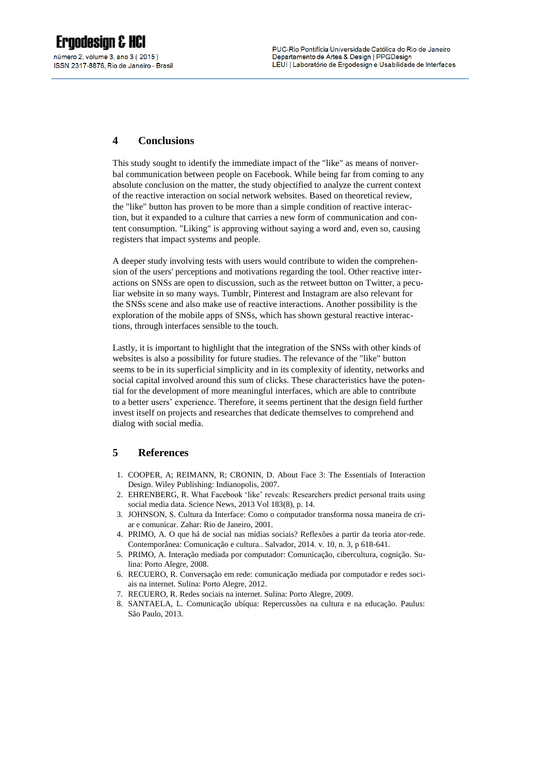## 4 Conclusions

This study sought to identify the immediate impact of the "like" as means of nonverbal communication between people on Facebook. While being far from coming to any absolute conclusion on the matter, the study objectified to analyze the current context of the reactive interaction on social network websites. Based on theoretical review, the "like" button has proven to be more than a simple condition of reactive interaction, but it expanded to a culture that carries a new form of communication and content consumption. "Liking" is approving without saying a word and, even so, causing registers that impact systems and people.

A deeper study involving tests with users would contribute to widen the comprehension of the users' perceptions and motivations regarding the tool. Other reactive interactions on SNSs are open to discussion, such as the retweet button on Twitter, a peculiar website in so many ways. Tumblr, Pinterest and Instagram are also relevant for the SNSs scene and also make use of reactive interactions. Another possibility is the exploration of the mobile apps of SNSs, which has shown gestural reactive interactions, through interfaces sensible to the touch.

Lastly, it is important to highlight that the integration of the SNSs with other kinds of websites is also a possibility for future studies. The relevance of the "like" button seems to be in its superficial simplicity and in its complexity of identity, networks and social capital involved around this sum of clicks. These characteristics have the potential for the development of more meaningful interfaces, which are able to contribute to a better users' experience. Therefore, it seems pertinent that the design field further invest itself on projects and researches that dedicate themselves to comprehend and dialog with social media.

## 5 References

1. COOPER, A; REIMANN, R; CRONIN, D. About Face 3: The Essentials of Interaction Design. Wiley Publishing: Indianopolis, 2007.
2. EHRENBERG, R. What Facebook 'like' reveals: Researchers predict personal traits using social media data. Science News, 2013 Vol 183(8), p. 14.
3. JOHNSON, S. Cultura da Interface: Como o computador transforma nossa maneira de criar e comunicar. Zahar: Rio de Janeiro, 2001.
4. PRIMO, A. O que há de social nas mídias sociais? Reflexões a partir da teoria ator-rede. Contemporânea: Comunicação e cultura.. Salvador, 2014. v. 10, n. 3, p 618-641.
5. PRIMO, A. Interação mediada por computador: Comunicação, cibercultura, cognição. Sulina: Porto Alegre, 2008.
6. RECUERO, R. Conversação em rede: comunicação mediada por computador e redes sociais na internet. Sulina: Porto Alegre, 2012.
7. RECUERO, R. Redes sociais na internet. Sulina: Porto Alegre, 2009.
8. SANTAELA, L. Comunicação ubíqua: Repercussões na cultura e na educação. Paulus: São Paulo, 2013.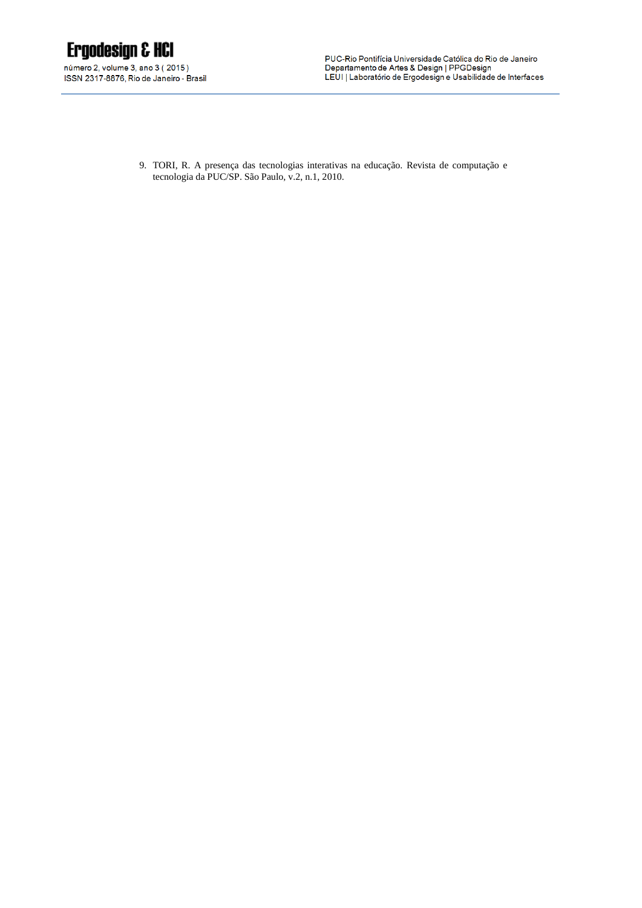9. TORI, R. A presença das tecnologias interativas na educação. Revista de computação e tecnologia da PUC/SP. São Paulo, v.2, n.1, 2010.